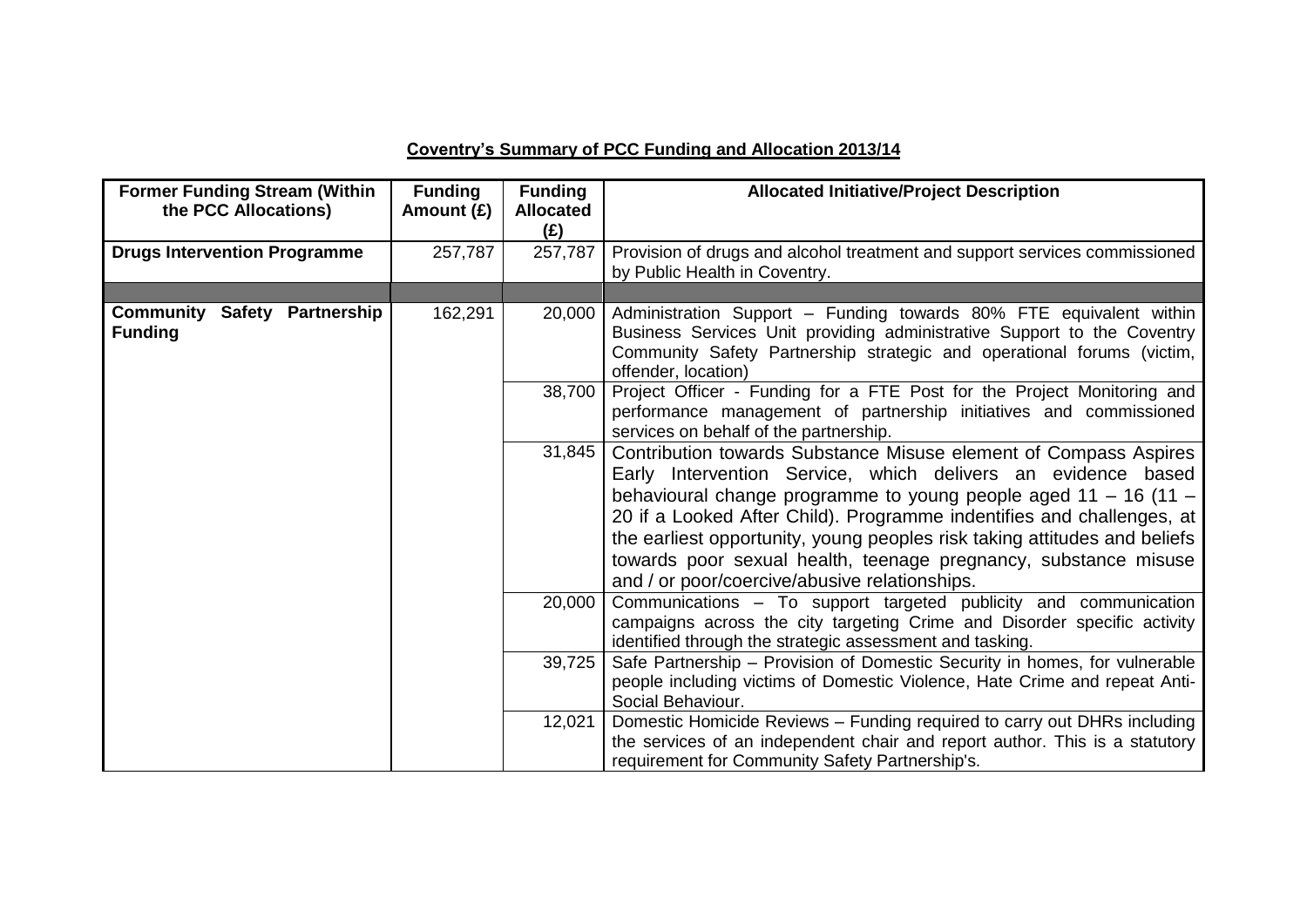**Coventry's Summary of PCC Funding and Allocation 2013/14**

| Former Funding Stream (Within the PCC Allocations) | Funding Amount (£) | Funding Allocated (£) | Allocated Initiative/Project Description |
|---|---|---|---|
| **Drugs Intervention Programme** | 257,787 | 257,787 | Provision of drugs and alcohol treatment and support services commissioned by Public Health in Coventry. |
| | | | |
| **Community Safety Partnership Funding** | 162,291 | 20,000 | Administration Support – Funding towards 80% FTE equivalent within Business Services Unit providing administrative Support to the Coventry Community Safety Partnership strategic and operational forums (victim, offender, location) |
| | | 38,700 | Project Officer - Funding for a FTE Post for the Project Monitoring and performance management of partnership initiatives and commissioned services on behalf of the partnership. |
| | | 31,845 | Contribution towards Substance Misuse element of Compass Aspires Early Intervention Service, which delivers an evidence based behavioural change programme to young people aged 11 – 16 (11 – 20 if a Looked After Child). Programme indentifies and challenges, at the earliest opportunity, young peoples risk taking attitudes and beliefs towards poor sexual health, teenage pregnancy, substance misuse and / or poor/coercive/abusive relationships. |
| | | 20,000 | Communications – To support targeted publicity and communication campaigns across the city targeting Crime and Disorder specific activity identified through the strategic assessment and tasking. |
| | | 39,725 | Safe Partnership – Provision of Domestic Security in homes, for vulnerable people including victims of Domestic Violence, Hate Crime and repeat Anti-Social Behaviour. |
| | | 12,021 | Domestic Homicide Reviews – Funding required to carry out DHRs including the services of an independent chair and report author. This is a statutory requirement for Community Safety Partnership's. |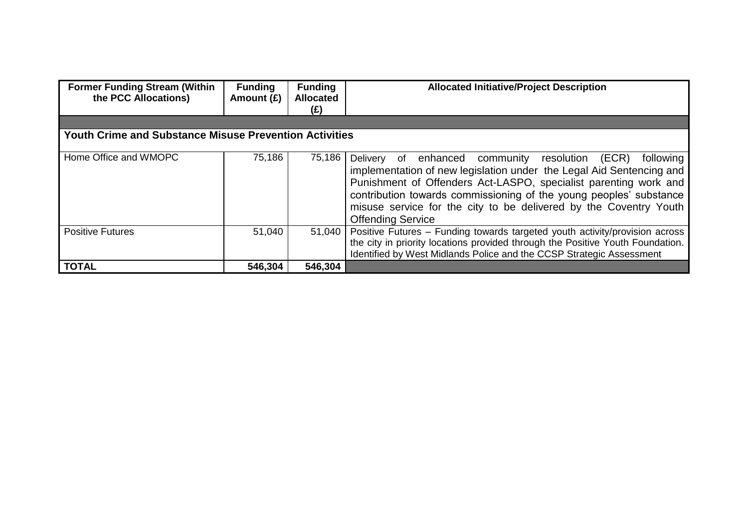| Former Funding Stream (Within the PCC Allocations) | Funding Amount (£) | Funding Allocated (£) | Allocated Initiative/Project Description |
|---|---|---|---|
| | | | |
| **Youth Crime and Substance Misuse Prevention Activities** | | | |
| Home Office and WMOPC | 75,186 | 75,186 | Delivery of enhanced community resolution (ECR) following implementation of new legislation under the Legal Aid Sentencing and Punishment of Offenders Act-LASPO, specialist parenting work and contribution towards commissioning of the young peoples' substance misuse service for the city to be delivered by the Coventry Youth Offending Service |
| Positive Futures | 51,040 | 51,040 | Positive Futures – Funding towards targeted youth activity/provision across the city in priority locations provided through the Positive Youth Foundation. Identified by West Midlands Police and the CCSP Strategic Assessment |
| **TOTAL** | **546,304** | **546,304** | |